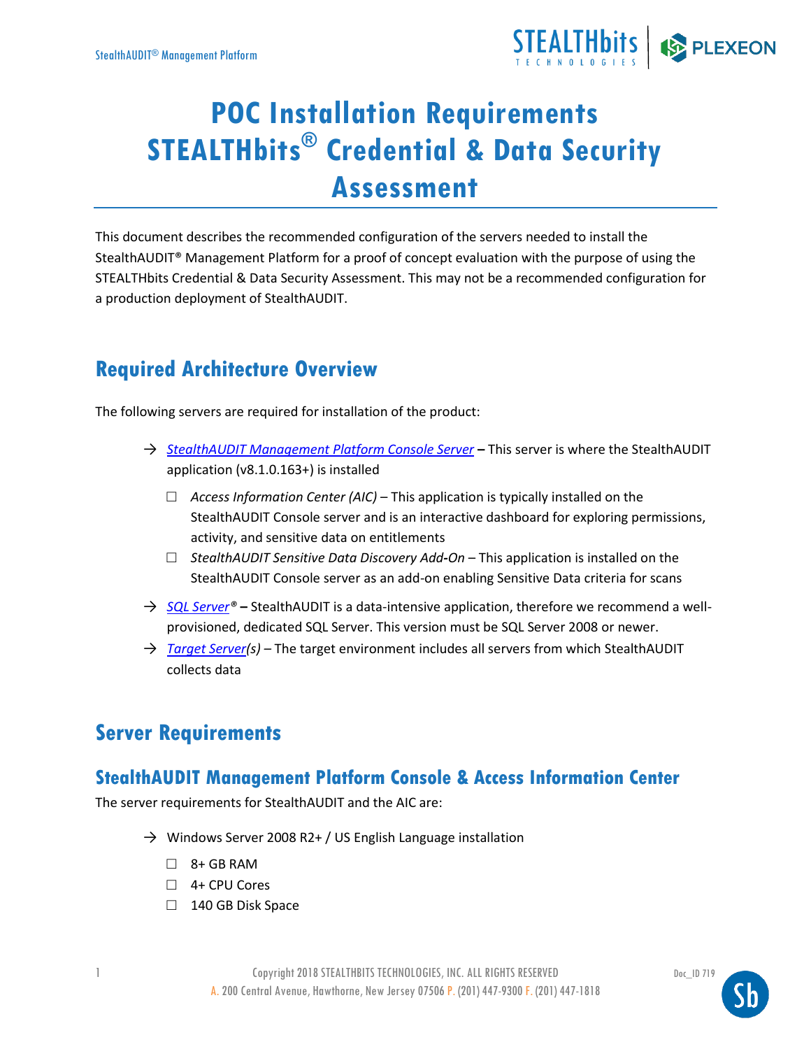# POC Installation Requirements STEALTHbits® Credential & Data Security Assessment

This document describes the recommended configuration of the servers needed to install the StealthAUDIT® Management Platform for a proof of concept evaluation with the purpose of using the STEALTHbits Credential & Data Security Assessment. This may not be a recommended configuration for a production deployment of StealthAUDIT.

## Required Architecture Overview

The following servers are required for installation of the product:

- → *StealthAUDIT Management Platform Console Server* **–** This server is where the StealthAUDIT application (v8.1.0.163+) is installed
  - ☐ *Access Information Center (AIC)* – This application is typically installed on the StealthAUDIT Console server and is an interactive dashboard for exploring permissions, activity, and sensitive data on entitlements
  - ☐ *StealthAUDIT Sensitive Data Discovery Add-On* – This application is installed on the StealthAUDIT Console server as an add-on enabling Sensitive Data criteria for scans
- → *SQL Server®* **–** StealthAUDIT is a data-intensive application, therefore we recommend a well-provisioned, dedicated SQL Server. This version must be SQL Server 2008 or newer.
- → *Target Server(s)* – The target environment includes all servers from which StealthAUDIT collects data

## Server Requirements

### StealthAUDIT Management Platform Console & Access Information Center

The server requirements for StealthAUDIT and the AIC are:

- → Windows Server 2008 R2+ / US English Language installation
  - ☐ 8+ GB RAM
  - ☐ 4+ CPU Cores
  - ☐ 140 GB Disk Space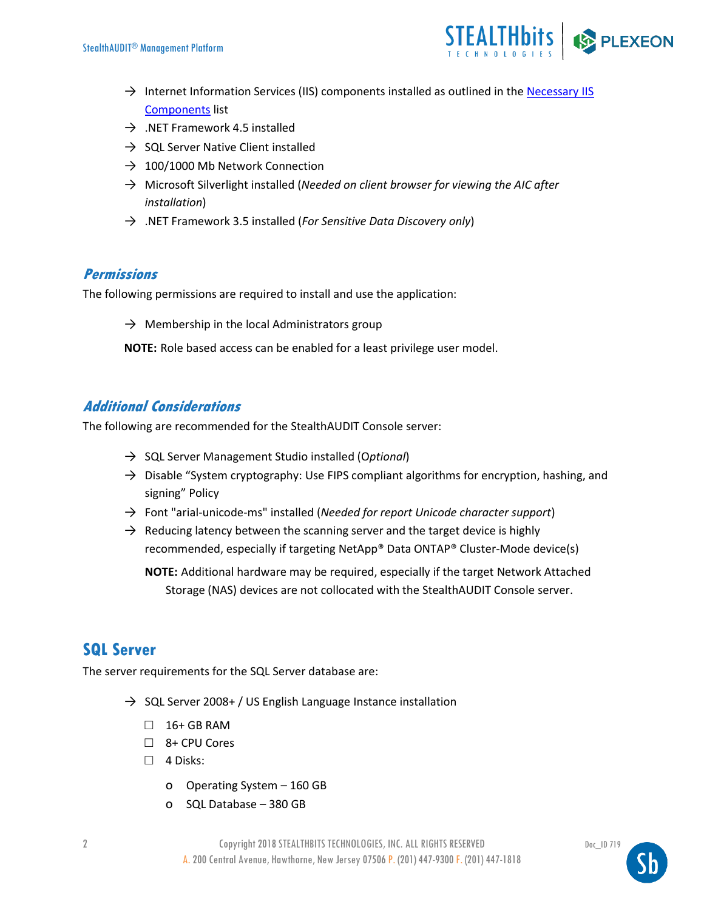- Internet Information Services (IIS) components installed as outlined in the [Necessary IIS Components](#) list
- .NET Framework 4.5 installed
- SQL Server Native Client installed
- 100/1000 Mb Network Connection
- Microsoft Silverlight installed (*Needed on client browser for viewing the AIC after installation*)
- .NET Framework 3.5 installed (*For Sensitive Data Discovery only*)

### *Permissions*

The following permissions are required to install and use the application:

- Membership in the local Administrators group

**NOTE:** Role based access can be enabled for a least privilege user model.

### *Additional Considerations*

The following are recommended for the StealthAUDIT Console server:

- SQL Server Management Studio installed (*Optional*)
- Disable "System cryptography: Use FIPS compliant algorithms for encryption, hashing, and signing" Policy
- Font "arial-unicode-ms" installed (*Needed for report Unicode character support*)
- Reducing latency between the scanning server and the target device is highly recommended, especially if targeting NetApp® Data ONTAP® Cluster-Mode device(s)

  **NOTE:** Additional hardware may be required, especially if the target Network Attached Storage (NAS) devices are not collocated with the StealthAUDIT Console server.

## SQL Server

The server requirements for the SQL Server database are:

- SQL Server 2008+ / US English Language Instance installation
  - ☐ 16+ GB RAM
  - ☐ 8+ CPU Cores
  - ☐ 4 Disks:
    - Operating System – 160 GB
    - SQL Database – 380 GB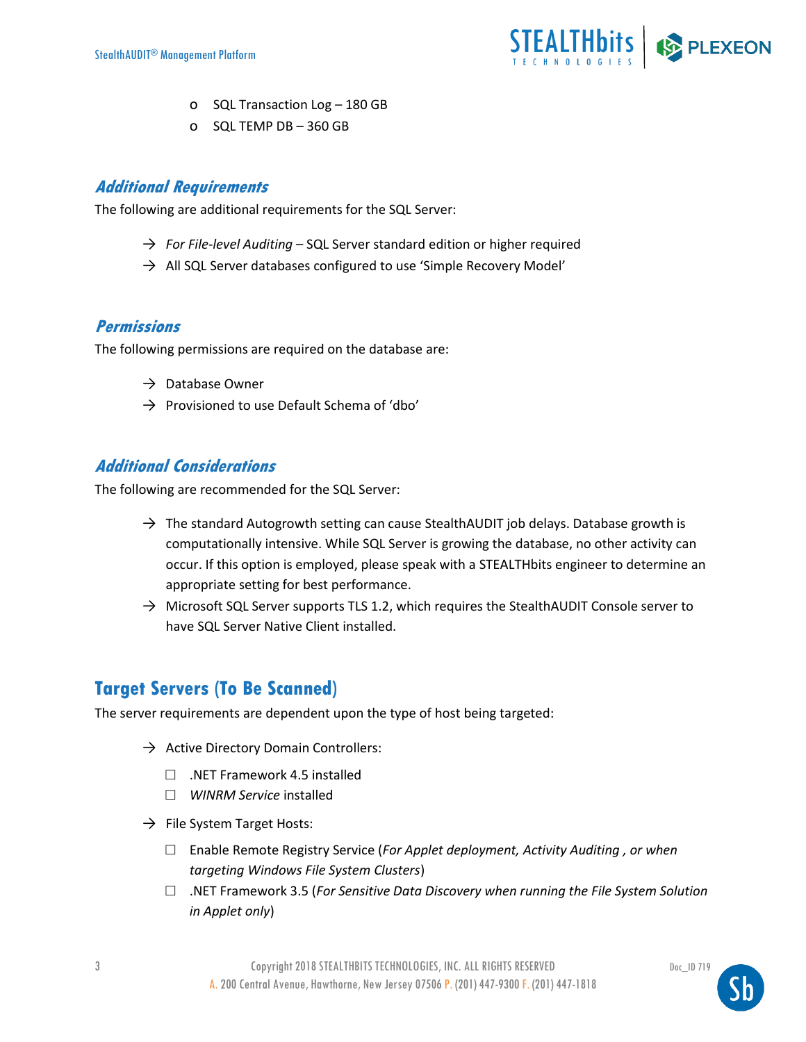- SQL Transaction Log – 180 GB
- SQL TEMP DB – 360 GB

### *Additional Requirements*

The following are additional requirements for the SQL Server:

- *For File-level Auditing* – SQL Server standard edition or higher required
- All SQL Server databases configured to use 'Simple Recovery Model'

### *Permissions*

The following permissions are required on the database are:

- Database Owner
- Provisioned to use Default Schema of 'dbo'

### *Additional Considerations*

The following are recommended for the SQL Server:

- The standard Autogrowth setting can cause StealthAUDIT job delays. Database growth is computationally intensive. While SQL Server is growing the database, no other activity can occur. If this option is employed, please speak with a STEALTHbits engineer to determine an appropriate setting for best performance.
- Microsoft SQL Server supports TLS 1.2, which requires the StealthAUDIT Console server to have SQL Server Native Client installed.

## Target Servers (To Be Scanned)

The server requirements are dependent upon the type of host being targeted:

- Active Directory Domain Controllers:
  - ☐ .NET Framework 4.5 installed
  - ☐ *WINRM Service* installed
- File System Target Hosts:
  - ☐ Enable Remote Registry Service (*For Applet deployment, Activity Auditing , or when targeting Windows File System Clusters*)
  - ☐ .NET Framework 3.5 (*For Sensitive Data Discovery when running the File System Solution in Applet only*)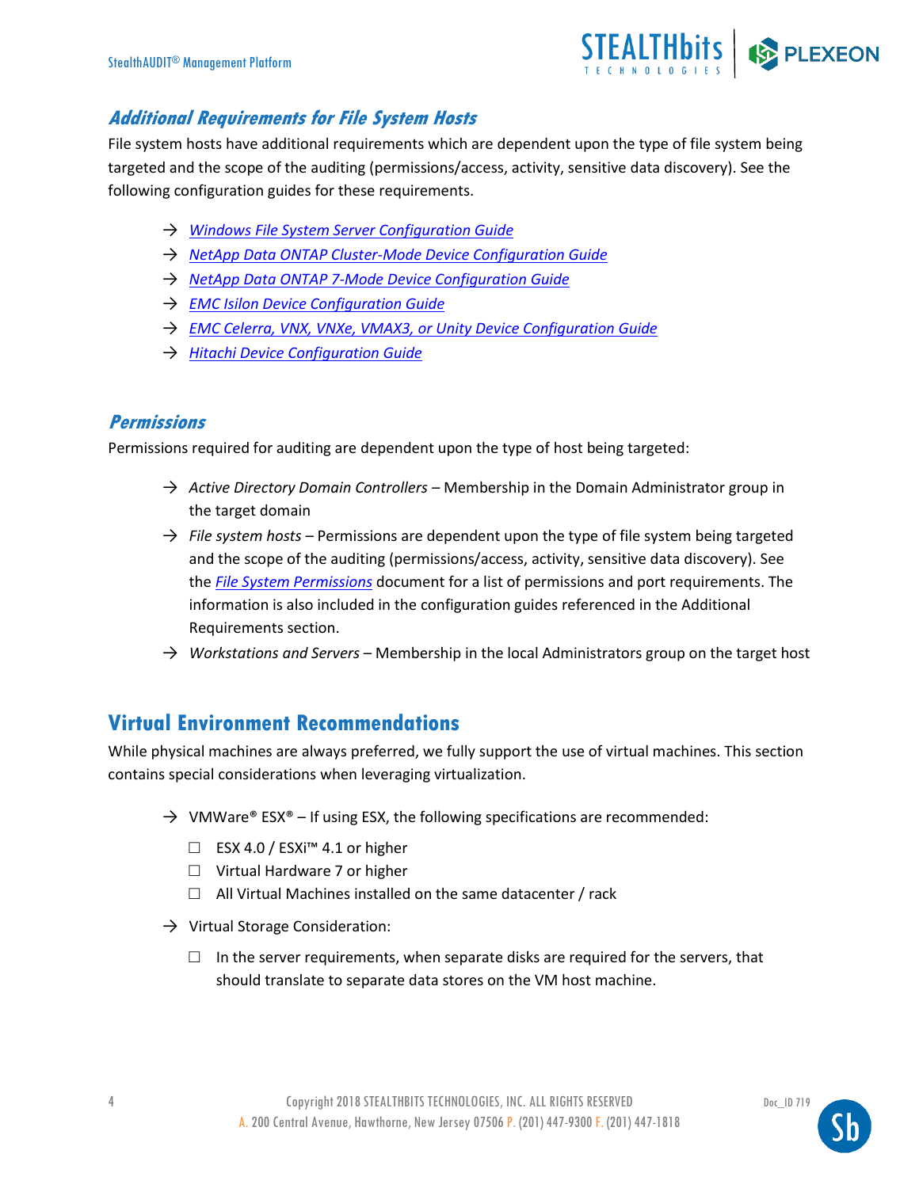### *Additional Requirements for File System Hosts*

File system hosts have additional requirements which are dependent upon the type of file system being targeted and the scope of the auditing (permissions/access, activity, sensitive data discovery). See the following configuration guides for these requirements.

- → *Windows File System Server Configuration Guide*
- → *NetApp Data ONTAP Cluster-Mode Device Configuration Guide*
- → *NetApp Data ONTAP 7-Mode Device Configuration Guide*
- → *EMC Isilon Device Configuration Guide*
- → *EMC Celerra, VNX, VNXe, VMAX3, or Unity Device Configuration Guide*
- → *Hitachi Device Configuration Guide*

### *Permissions*

Permissions required for auditing are dependent upon the type of host being targeted:

- → *Active Directory Domain Controllers* – Membership in the Domain Administrator group in the target domain
- → *File system hosts* – Permissions are dependent upon the type of file system being targeted and the scope of the auditing (permissions/access, activity, sensitive data discovery). See the *File System Permissions* document for a list of permissions and port requirements. The information is also included in the configuration guides referenced in the Additional Requirements section.
- → *Workstations and Servers* – Membership in the local Administrators group on the target host

## Virtual Environment Recommendations

While physical machines are always preferred, we fully support the use of virtual machines. This section contains special considerations when leveraging virtualization.

- → VMWare® ESX® – If using ESX, the following specifications are recommended:
  - ☐ ESX 4.0 / ESXi™ 4.1 or higher
  - ☐ Virtual Hardware 7 or higher
  - ☐ All Virtual Machines installed on the same datacenter / rack
- → Virtual Storage Consideration:
  - ☐ In the server requirements, when separate disks are required for the servers, that should translate to separate data stores on the VM host machine.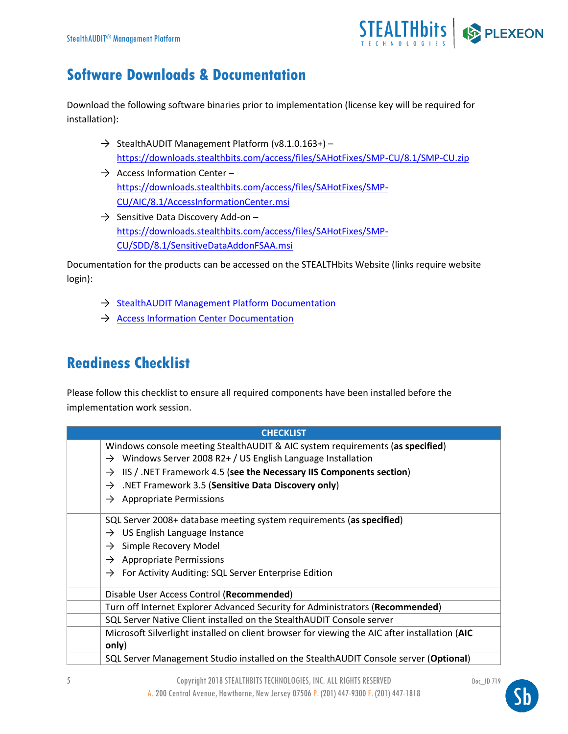## Software Downloads & Documentation

Download the following software binaries prior to implementation (license key will be required for installation):

→ StealthAUDIT Management Platform (v8.1.0.163+) – https://downloads.stealthbits.com/access/files/SAHotFixes/SMP-CU/8.1/SMP-CU.zip

→ Access Information Center – https://downloads.stealthbits.com/access/files/SAHotFixes/SMP-CU/AIC/8.1/AccessInformationCenter.msi

→ Sensitive Data Discovery Add-on – https://downloads.stealthbits.com/access/files/SAHotFixes/SMP-CU/SDD/8.1/SensitiveDataAddonFSAA.msi

Documentation for the products can be accessed on the STEALTHbits Website (links require website login):

→ StealthAUDIT Management Platform Documentation

→ Access Information Center Documentation

## Readiness Checklist

Please follow this checklist to ensure all required components have been installed before the implementation work session.

| | CHECKLIST |
|---|---|
| | Windows console meeting StealthAUDIT & AIC system requirements (**as specified**)<br>→ Windows Server 2008 R2+ / US English Language Installation<br>→ IIS / .NET Framework 4.5 (**see the Necessary IIS Components section**)<br>→ .NET Framework 3.5 (**Sensitive Data Discovery only**)<br>→ Appropriate Permissions |
| | SQL Server 2008+ database meeting system requirements (**as specified**)<br>→ US English Language Instance<br>→ Simple Recovery Model<br>→ Appropriate Permissions<br>→ For Activity Auditing: SQL Server Enterprise Edition |
| | Disable User Access Control (**Recommended**) |
| | Turn off Internet Explorer Advanced Security for Administrators (**Recommended**) |
| | SQL Server Native Client installed on the StealthAUDIT Console server |
| | Microsoft Silverlight installed on client browser for viewing the AIC after installation (**AIC only**) |
| | SQL Server Management Studio installed on the StealthAUDIT Console server (**Optional**) |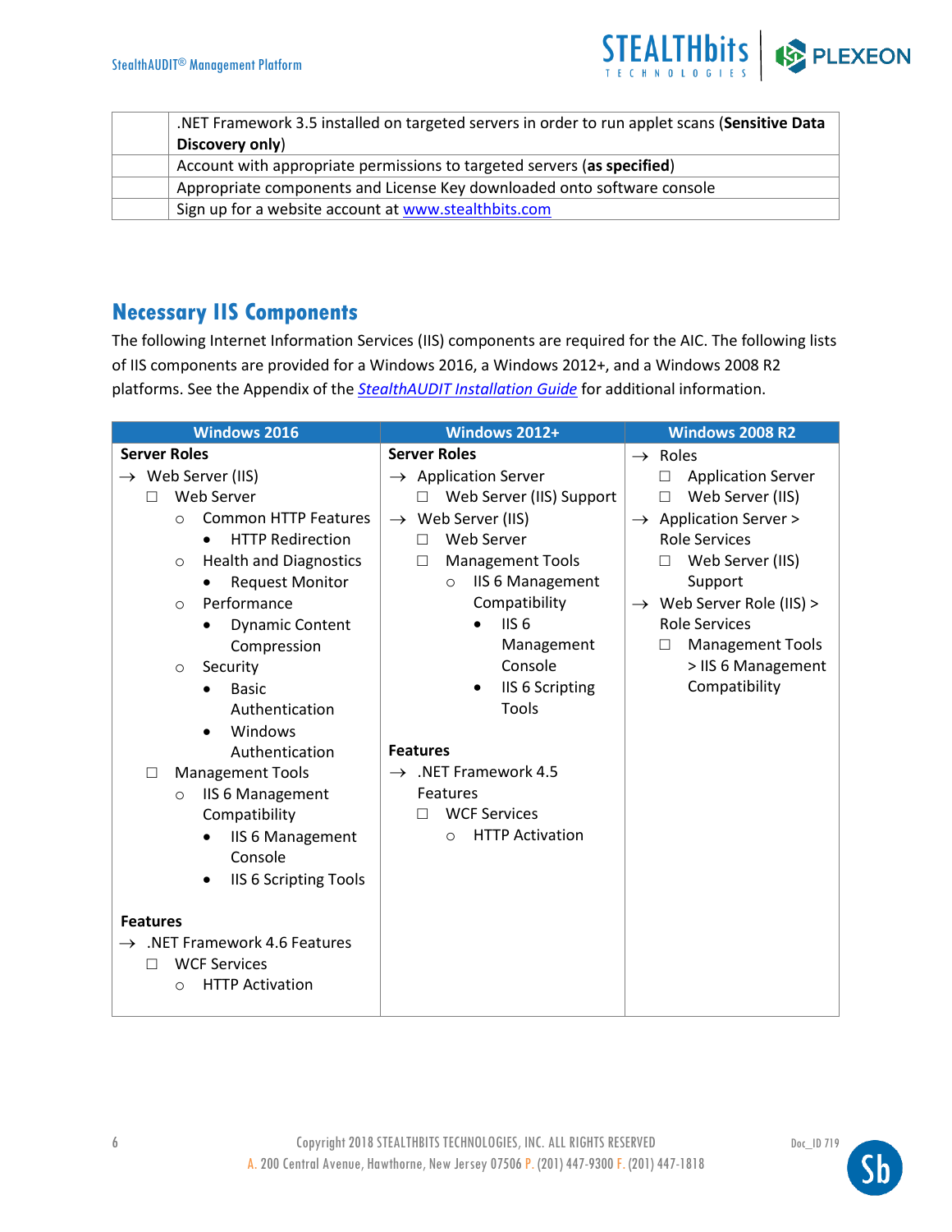| | |
|---|---|
| | .NET Framework 3.5 installed on targeted servers in order to run applet scans (**Sensitive Data Discovery only**) |
| | Account with appropriate permissions to targeted servers (**as specified**) |
| | Appropriate components and License Key downloaded onto software console |
| | Sign up for a website account at [www.stealthbits.com](www.stealthbits.com) |

## Necessary IIS Components

The following Internet Information Services (IIS) components are required for the AIC. The following lists of IIS components are provided for a Windows 2016, a Windows 2012+, and a Windows 2008 R2 platforms. See the Appendix of the *StealthAUDIT Installation Guide* for additional information.

| Windows 2016 | Windows 2012+ | Windows 2008 R2 |
|---|---|---|
| **Server Roles**<br>→ Web Server (IIS)<br>☐ Web Server<br>○ Common HTTP Features<br>• HTTP Redirection<br>○ Health and Diagnostics<br>• Request Monitor<br>○ Performance<br>• Dynamic Content Compression<br>○ Security<br>• Basic Authentication<br>• Windows Authentication<br>☐ Management Tools<br>○ IIS 6 Management Compatibility<br>• IIS 6 Management Console<br>• IIS 6 Scripting Tools<br><br>**Features**<br>→ .NET Framework 4.6 Features<br>☐ WCF Services<br>○ HTTP Activation | **Server Roles**<br>→ Application Server<br>☐ Web Server (IIS) Support<br>→ Web Server (IIS)<br>☐ Web Server<br>☐ Management Tools<br>○ IIS 6 Management Compatibility<br>• IIS 6 Management Console<br>• IIS 6 Scripting Tools<br><br>**Features**<br>→ .NET Framework 4.5 Features<br>☐ WCF Services<br>○ HTTP Activation | → Roles<br>☐ Application Server<br>☐ Web Server (IIS)<br>→ Application Server > Role Services<br>☐ Web Server (IIS) Support<br>→ Web Server Role (IIS) > Role Services<br>☐ Management Tools > IIS 6 Management Compatibility |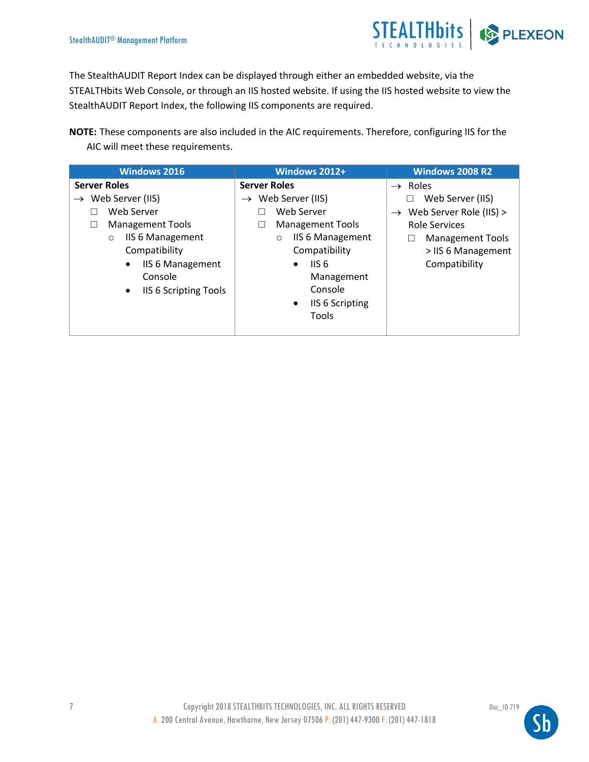The StealthAUDIT Report Index can be displayed through either an embedded website, via the STEALTHbits Web Console, or through an IIS hosted website. If using the IIS hosted website to view the StealthAUDIT Report Index, the following IIS components are required.

**NOTE:** These components are also included in the AIC requirements. Therefore, configuring IIS for the AIC will meet these requirements.

| Windows 2016 | Windows 2012+ | Windows 2008 R2 |
| --- | --- | --- |
| **Server Roles**<br>→ Web Server (IIS)<br>☐ Web Server<br>☐ Management Tools<br>○ IIS 6 Management Compatibility<br>• IIS 6 Management Console<br>• IIS 6 Scripting Tools | **Server Roles**<br>→ Web Server (IIS)<br>☐ Web Server<br>☐ Management Tools<br>○ IIS 6 Management Compatibility<br>• IIS 6 Management Console<br>• IIS 6 Scripting Tools | → Roles<br>☐ Web Server (IIS)<br>→ Web Server Role (IIS) > Role Services<br>☐ Management Tools > IIS 6 Management Compatibility |